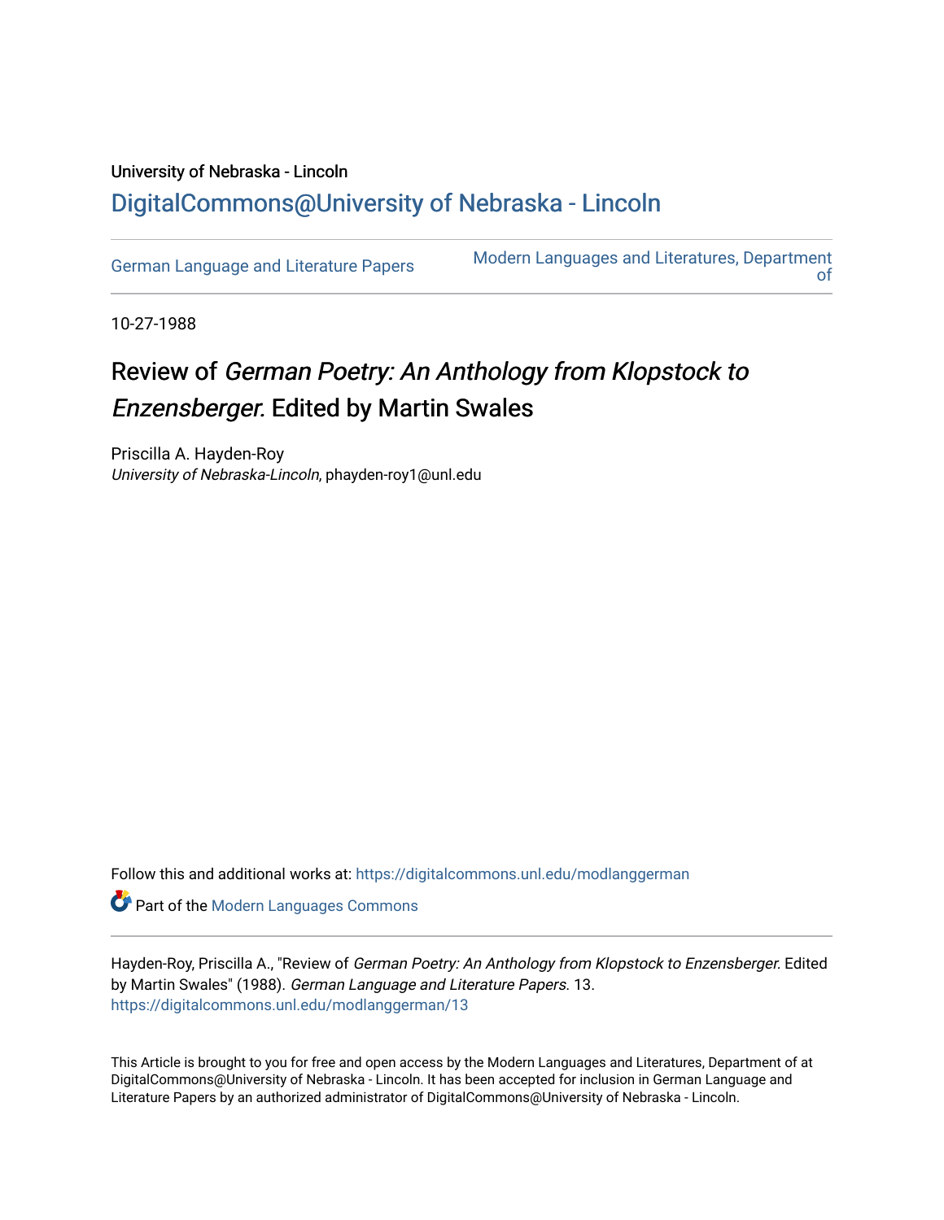University of Nebraska - Lincoln

## DigitalCommons@University of Nebraska - Lincoln

German Language and Literature Papers

Modern Languages and Literatures, Department of

10-27-1988

# Review of *German Poetry: An Anthology from Klopstock to Enzensberger.* Edited by Martin Swales

Priscilla A. Hayden-Roy
*University of Nebraska-Lincoln*, phayden-roy1@unl.edu

Follow this and additional works at: https://digitalcommons.unl.edu/modlanggerman

Part of the Modern Languages Commons

Hayden-Roy, Priscilla A., "Review of *German Poetry: An Anthology from Klopstock to Enzensberger.* Edited by Martin Swales" (1988). *German Language and Literature Papers*. 13.
https://digitalcommons.unl.edu/modlanggerman/13

This Article is brought to you for free and open access by the Modern Languages and Literatures, Department of at DigitalCommons@University of Nebraska - Lincoln. It has been accepted for inclusion in German Language and Literature Papers by an authorized administrator of DigitalCommons@University of Nebraska - Lincoln.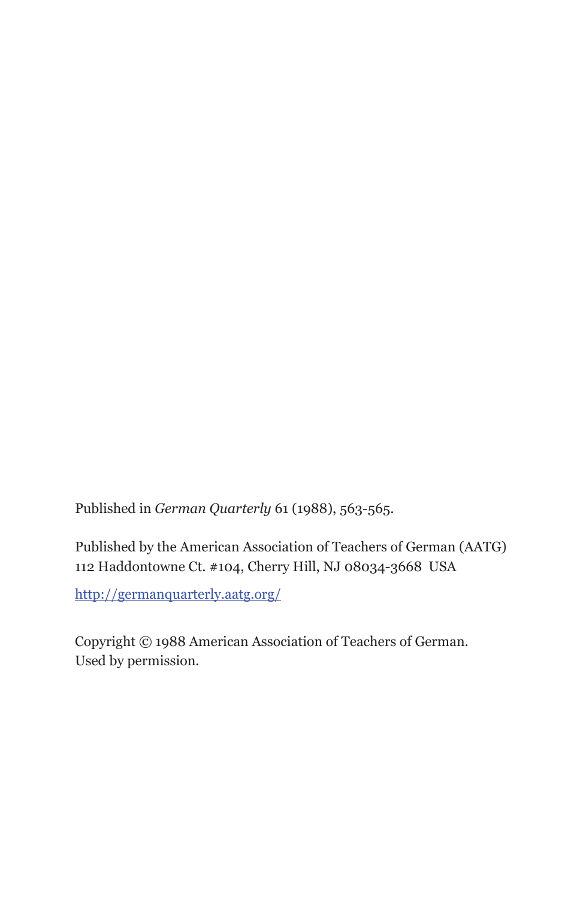Published in *German Quarterly* 61 (1988), 563-565.

Published by the American Association of Teachers of German (AATG)
112 Haddontowne Ct. #104, Cherry Hill, NJ 08034-3668 USA

http://germanquarterly.aatg.org/

Copyright © 1988 American Association of Teachers of German.
Used by permission.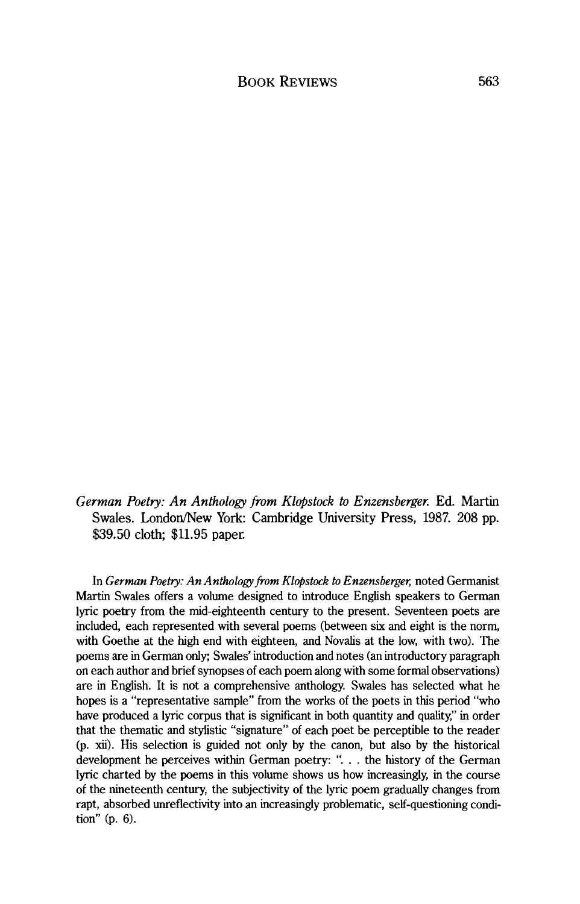*German Poetry: An Anthology from Klopstock to Enzensberger.* Ed. Martin Swales. London/New York: Cambridge University Press, 1987. 208 pp. $39.50 cloth; $11.95 paper.

In *German Poetry: An Anthology from Klopstock to Enzensberger,* noted Germanist Martin Swales offers a volume designed to introduce English speakers to German lyric poetry from the mid-eighteenth century to the present. Seventeen poets are included, each represented with several poems (between six and eight is the norm, with Goethe at the high end with eighteen, and Novalis at the low, with two). The poems are in German only; Swales' introduction and notes (an introductory paragraph on each author and brief synopses of each poem along with some formal observations) are in English. It is not a comprehensive anthology. Swales has selected what he hopes is a "representative sample" from the works of the poets in this period "who have produced a lyric corpus that is significant in both quantity and quality," in order that the thematic and stylistic "signature" of each poet be perceptible to the reader (p. xii). His selection is guided not only by the canon, but also by the historical development he perceives within German poetry: ". . . the history of the German lyric charted by the poems in this volume shows us how increasingly, in the course of the nineteenth century, the subjectivity of the lyric poem gradually changes from rapt, absorbed unreflectivity into an increasingly problematic, self-questioning condition" (p. 6).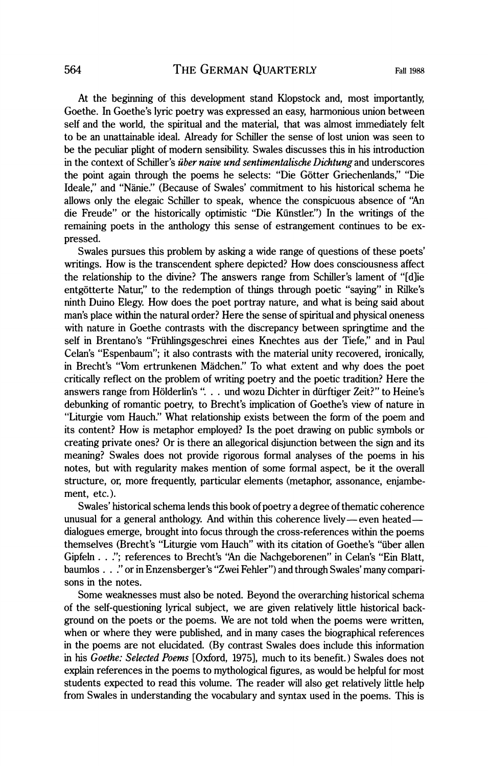At the beginning of this development stand Klopstock and, most importantly, Goethe. In Goethe's lyric poetry was expressed an easy, harmonious union between self and the world, the spiritual and the material, that was almost immediately felt to be an unattainable ideal. Already for Schiller the sense of lost union was seen to be the peculiar plight of modern sensibility. Swales discusses this in his introduction in the context of Schiller's *über naive und sentimentalische Dichtung* and underscores the point again through the poems he selects: "Die Götter Griechenlands," "Die Ideale," and "Nänie." (Because of Swales' commitment to his historical schema he allows only the elegaic Schiller to speak, whence the conspicuous absence of "An die Freude" or the historically optimistic "Die Künstler.") In the writings of the remaining poets in the anthology this sense of estrangement continues to be expressed.

Swales pursues this problem by asking a wide range of questions of these poets' writings. How is the transcendent sphere depicted? How does consciousness affect the relationship to the divine? The answers range from Schiller's lament of "[d]ie entgötterte Natur," to the redemption of things through poetic "saying" in Rilke's ninth Duino Elegy. How does the poet portray nature, and what is being said about man's place within the natural order? Here the sense of spiritual and physical oneness with nature in Goethe contrasts with the discrepancy between springtime and the self in Brentano's "Frühlingsgeschrei eines Knechtes aus der Tiefe," and in Paul Celan's "Espenbaum"; it also contrasts with the material unity recovered, ironically, in Brecht's "Vom ertrunkenen Mädchen." To what extent and why does the poet critically reflect on the problem of writing poetry and the poetic tradition? Here the answers range from Hölderlin's ". . . und wozu Dichter in dürftiger Zeit?" to Heine's debunking of romantic poetry, to Brecht's implication of Goethe's view of nature in "Liturgie vom Hauch." What relationship exists between the form of the poem and its content? How is metaphor employed? Is the poet drawing on public symbols or creating private ones? Or is there an allegorical disjunction between the sign and its meaning? Swales does not provide rigorous formal analyses of the poems in his notes, but with regularity makes mention of some formal aspect, be it the overall structure, or, more frequently, particular elements (metaphor, assonance, enjambement, etc.).

Swales' historical schema lends this book of poetry a degree of thematic coherence unusual for a general anthology. And within this coherence lively—even heated—dialogues emerge, brought into focus through the cross-references within the poems themselves (Brecht's "Liturgie vom Hauch" with its citation of Goethe's "über allen Gipfeln . . ."; references to Brecht's "An die Nachgeborenen" in Celan's "Ein Blatt, baumlos . . ." or in Enzensberger's "Zwei Fehler") and through Swales' many comparisons in the notes.

Some weaknesses must also be noted. Beyond the overarching historical schema of the self-questioning lyrical subject, we are given relatively little historical background on the poets or the poems. We are not told when the poems were written, when or where they were published, and in many cases the biographical references in the poems are not elucidated. (By contrast Swales does include this information in his *Goethe: Selected Poems* [Oxford, 1975], much to its benefit.) Swales does not explain references in the poems to mythological figures, as would be helpful for most students expected to read this volume. The reader will also get relatively little help from Swales in understanding the vocabulary and syntax used in the poems. This is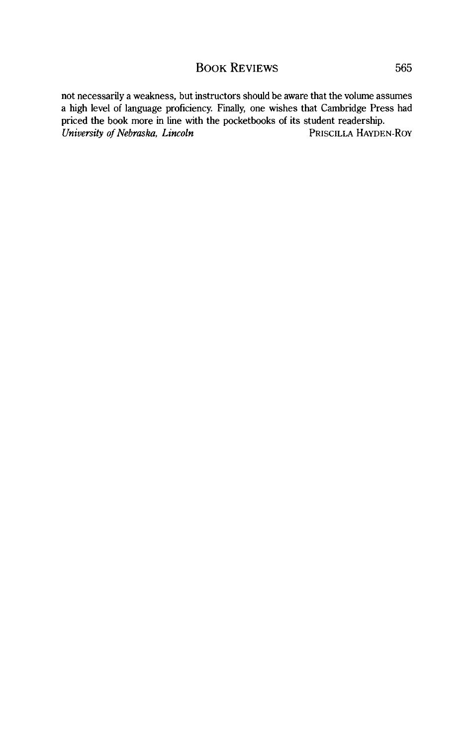not necessarily a weakness, but instructors should be aware that the volume assumes a high level of language proficiency. Finally, one wishes that Cambridge Press had priced the book more in line with the pocketbooks of its student readership.

*University of Nebraska, Lincoln* PRISCILLA HAYDEN-ROY